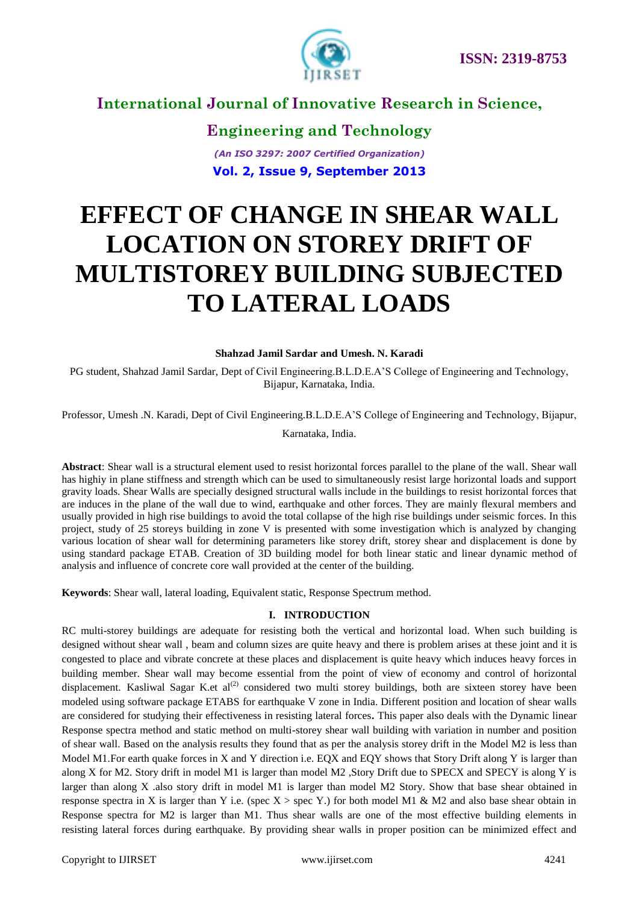# EFFECT OF CHANGE IN SHEAR WALL LOCATION ON STOREY DRIFT OF MULTISTOREY BUILDING SUBJECTED TO LATERAL LOADS

**Shahzad Jamil Sardar and Umesh. N. Karadi**

PG student, Shahzad Jamil Sardar, Dept of Civil Engineering.B.L.D.E.A'S College of Engineering and Technology, Bijapur, Karnataka, India.

Professor, Umesh .N. Karadi, Dept of Civil Engineering.B.L.D.E.A'S College of Engineering and Technology, Bijapur, Karnataka, India.

**Abstract**: Shear wall is a structural element used to resist horizontal forces parallel to the plane of the wall. Shear wall has highiy in plane stiffness and strength which can be used to simultaneously resist large horizontal loads and support gravity loads. Shear Walls are specially designed structural walls include in the buildings to resist horizontal forces that are induces in the plane of the wall due to wind, earthquake and other forces. They are mainly flexural members and usually provided in high rise buildings to avoid the total collapse of the high rise buildings under seismic forces. In this project, study of 25 storeys building in zone V is presented with some investigation which is analyzed by changing various location of shear wall for determining parameters like storey drift, storey shear and displacement is done by using standard package ETAB. Creation of 3D building model for both linear static and linear dynamic method of analysis and influence of concrete core wall provided at the center of the building.

**Keywords**: Shear wall, lateral loading, Equivalent static, Response Spectrum method.

## I. INTRODUCTION

RC multi-storey buildings are adequate for resisting both the vertical and horizontal load. When such building is designed without shear wall , beam and column sizes are quite heavy and there is problem arises at these joint and it is congested to place and vibrate concrete at these places and displacement is quite heavy which induces heavy forces in building member. Shear wall may become essential from the point of view of economy and control of horizontal displacement. Kasliwal Sagar K.et al[2] considered two multi storey buildings, both are sixteen storey have been modeled using software package ETABS for earthquake V zone in India. Different position and location of shear walls are considered for studying their effectiveness in resisting lateral forces**.** This paper also deals with the Dynamic linear Response spectra method and static method on multi-storey shear wall building with variation in number and position of shear wall. Based on the analysis results they found that as per the analysis storey drift in the Model M2 is less than Model M1.For earth quake forces in X and Y direction i.e. EQX and EQY shows that Story Drift along Y is larger than along X for M2. Story drift in model M1 is larger than model M2 ,Story Drift due to SPECX and SPECY is along Y is larger than along X .also story drift in model M1 is larger than model M2 Story. Show that base shear obtained in response spectra in X is larger than Y i.e. (spec X > spec Y.) for both model M1 & M2 and also base shear obtain in Response spectra for M2 is larger than M1. Thus shear walls are one of the most effective building elements in resisting lateral forces during earthquake. By providing shear walls in proper position can be minimized effect and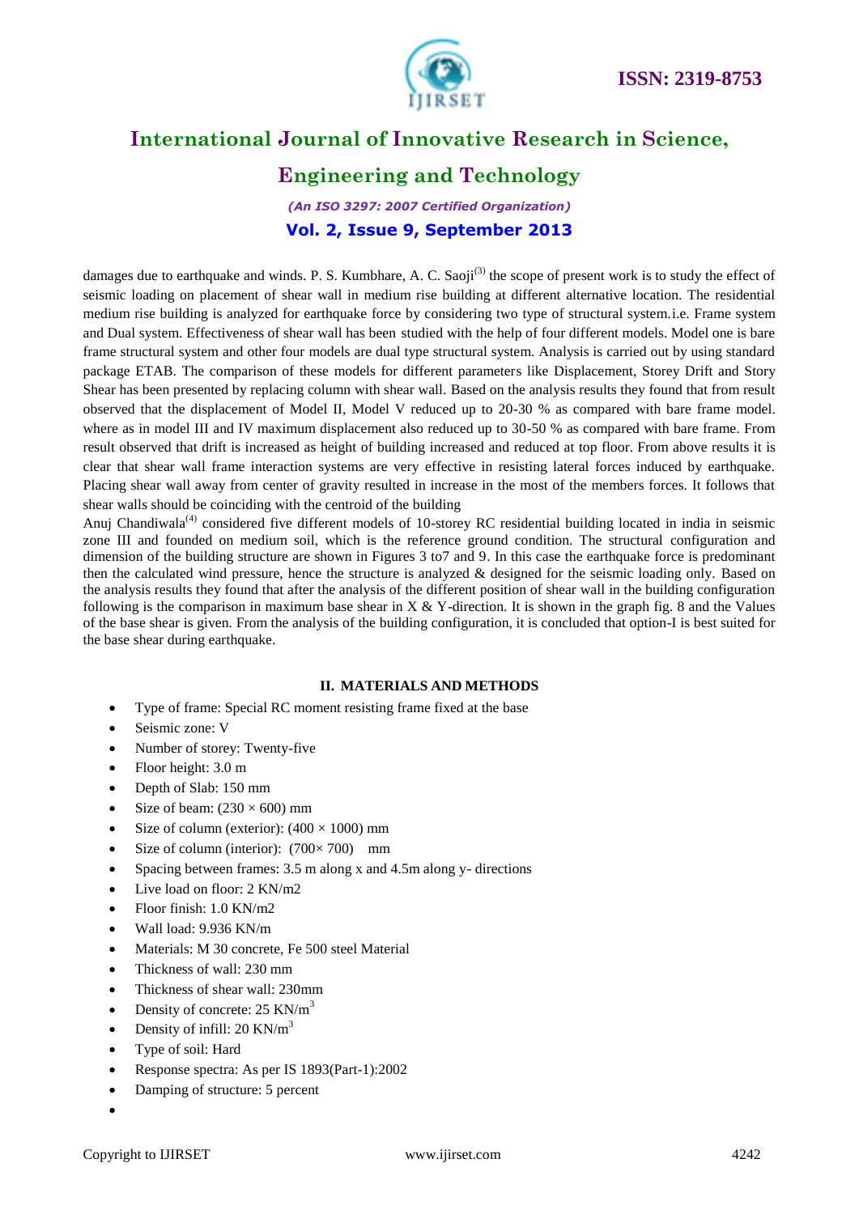damages due to earthquake and winds. P. S. Kumbhare, A. C. Saoji[3] the scope of present work is to study the effect of seismic loading on placement of shear wall in medium rise building at different alternative location. The residential medium rise building is analyzed for earthquake force by considering two type of structural system.i.e. Frame system and Dual system. Effectiveness of shear wall has been studied with the help of four different models. Model one is bare frame structural system and other four models are dual type structural system. Analysis is carried out by using standard package ETAB. The comparison of these models for different parameters like Displacement, Storey Drift and Story Shear has been presented by replacing column with shear wall. Based on the analysis results they found that from result observed that the displacement of Model II, Model V reduced up to 20-30 % as compared with bare frame model. where as in model III and IV maximum displacement also reduced up to 30-50 % as compared with bare frame. From result observed that drift is increased as height of building increased and reduced at top floor. From above results it is clear that shear wall frame interaction systems are very effective in resisting lateral forces induced by earthquake. Placing shear wall away from center of gravity resulted in increase in the most of the members forces. It follows that shear walls should be coinciding with the centroid of the building

Anuj Chandiwala[4] considered five different models of 10-storey RC residential building located in india in seismic zone III and founded on medium soil, which is the reference ground condition. The structural configuration and dimension of the building structure are shown in Figures 3 to7 and 9. In this case the earthquake force is predominant then the calculated wind pressure, hence the structure is analyzed & designed for the seismic loading only. Based on the analysis results they found that after the analysis of the different position of shear wall in the building configuration following is the comparison in maximum base shear in X & Y-direction. It is shown in the graph fig. 8 and the Values of the base shear is given. From the analysis of the building configuration, it is concluded that option-I is best suited for the base shear during earthquake.

## II. MATERIALS AND METHODS

- Type of frame: Special RC moment resisting frame fixed at the base
- Seismic zone: V
- Number of storey: Twenty-five
- Floor height: 3.0 m
- Depth of Slab: 150 mm
- Size of beam: (230 × 600) mm
- Size of column (exterior): (400 × 1000) mm
- Size of column (interior): (700× 700) mm
- Spacing between frames: 3.5 m along x and 4.5m along y- directions
- Live load on floor: 2 KN/m2
- Floor finish: 1.0 KN/m2
- Wall load: 9.936 KN/m
- Materials: M 30 concrete, Fe 500 steel Material
- Thickness of wall: 230 mm
- Thickness of shear wall: 230mm
- Density of concrete: 25 KN/$m^3$
- Density of infill: 20 KN/$m^3$
- Type of soil: Hard
- Response spectra: As per IS 1893(Part-1):2002
- Damping of structure: 5 percent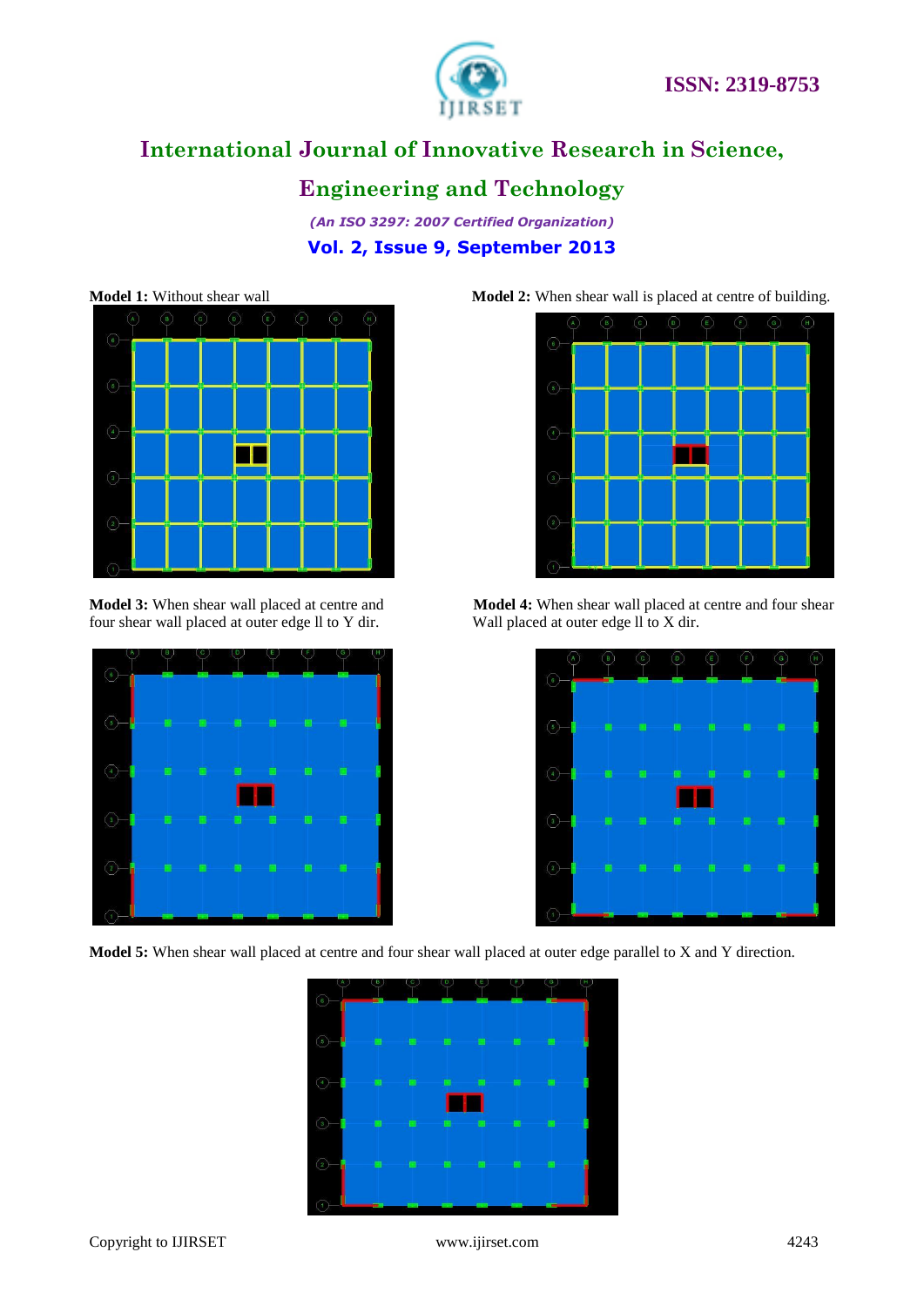**Model 1:** Without shear wall

**Model 2:** When shear wall is placed at centre of building.

**Model 3:** When shear wall placed at centre and four shear wall placed at outer edge ll to Y dir.

**Model 4:** When shear wall placed at centre and four shear Wall placed at outer edge ll to X dir.

**Model 5:** When shear wall placed at centre and four shear wall placed at outer edge parallel to X and Y direction.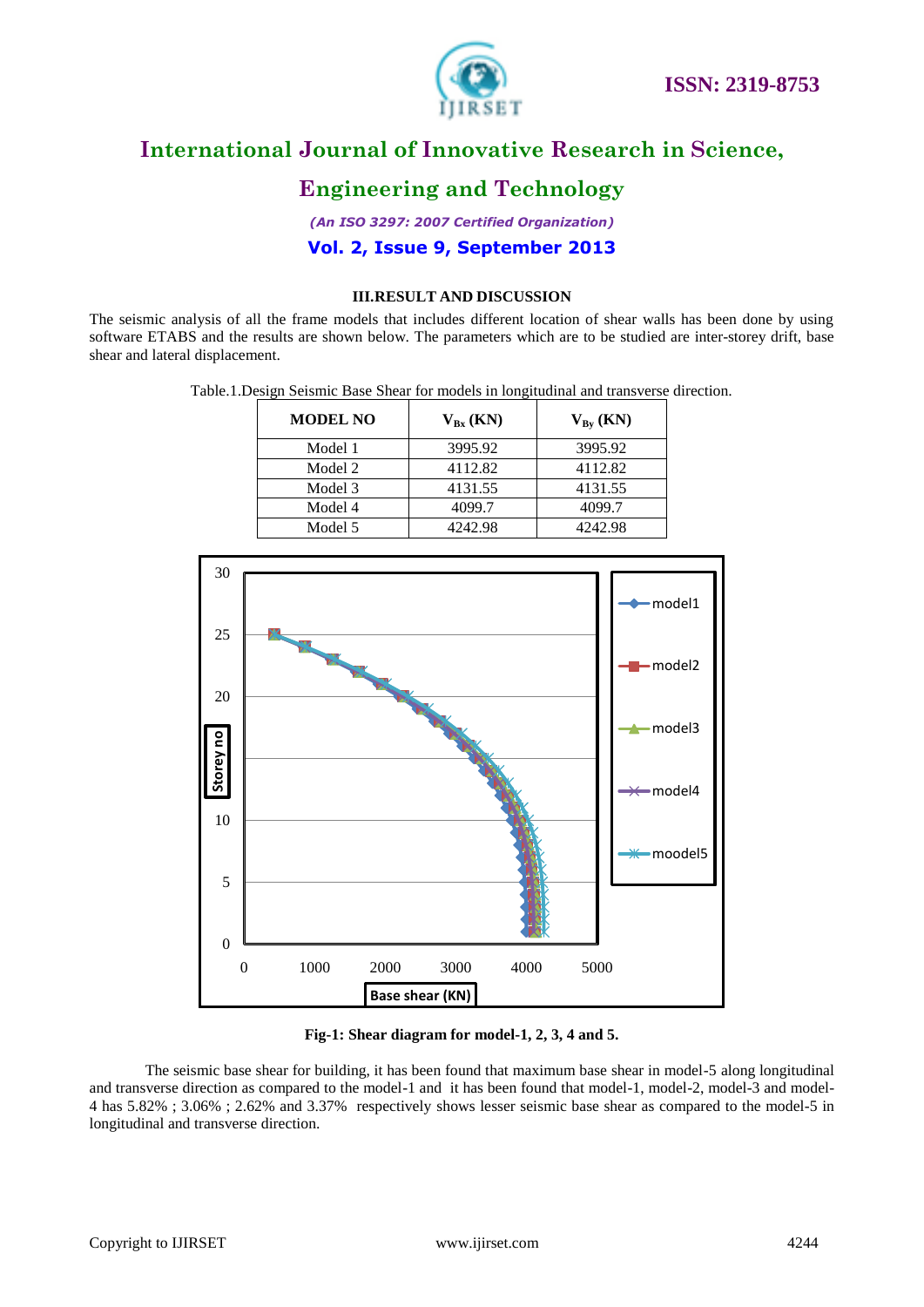### III.RESULT AND DISCUSSION

The seismic analysis of all the frame models that includes different location of shear walls has been done by using software ETABS and the results are shown below. The parameters which are to be studied are inter-storey drift, base shear and lateral displacement.

Table.1.Design Seismic Base Shear for models in longitudinal and transverse direction.

| MODEL NO | $V_{Bx}$ (KN) | $V_{By}$ (KN) |
|---|---|---|
| Model 1 | 3995.92 | 3995.92 |
| Model 2 | 4112.82 | 4112.82 |
| Model 3 | 4131.55 | 4131.55 |
| Model 4 | 4099.7 | 4099.7 |
| Model 5 | 4242.98 | 4242.98 |

**Fig-1: Shear diagram for model-1, 2, 3, 4 and 5.**

The seismic base shear for building, it has been found that maximum base shear in model-5 along longitudinal and transverse direction as compared to the model-1 and it has been found that model-1, model-2, model-3 and model-4 has 5.82% ; 3.06% ; 2.62% and 3.37% respectively shows lesser seismic base shear as compared to the model-5 in longitudinal and transverse direction.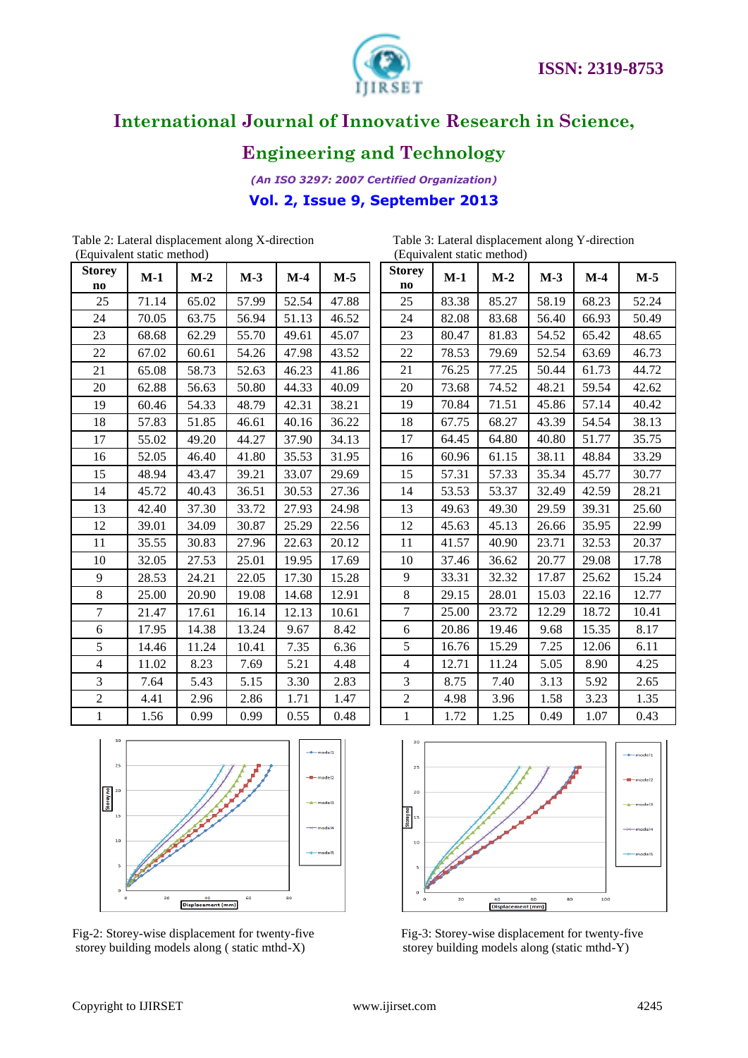Table 2: Lateral displacement along X-direction (Equivalent static method)

| Storey no | M-1 | M-2 | M-3 | M-4 | M-5 |
|---|---|---|---|---|---|
| 25 | 71.14 | 65.02 | 57.99 | 52.54 | 47.88 |
| 24 | 70.05 | 63.75 | 56.94 | 51.13 | 46.52 |
| 23 | 68.68 | 62.29 | 55.70 | 49.61 | 45.07 |
| 22 | 67.02 | 60.61 | 54.26 | 47.98 | 43.52 |
| 21 | 65.08 | 58.73 | 52.63 | 46.23 | 41.86 |
| 20 | 62.88 | 56.63 | 50.80 | 44.33 | 40.09 |
| 19 | 60.46 | 54.33 | 48.79 | 42.31 | 38.21 |
| 18 | 57.83 | 51.85 | 46.61 | 40.16 | 36.22 |
| 17 | 55.02 | 49.20 | 44.27 | 37.90 | 34.13 |
| 16 | 52.05 | 46.40 | 41.80 | 35.53 | 31.95 |
| 15 | 48.94 | 43.47 | 39.21 | 33.07 | 29.69 |
| 14 | 45.72 | 40.43 | 36.51 | 30.53 | 27.36 |
| 13 | 42.40 | 37.30 | 33.72 | 27.93 | 24.98 |
| 12 | 39.01 | 34.09 | 30.87 | 25.29 | 22.56 |
| 11 | 35.55 | 30.83 | 27.96 | 22.63 | 20.12 |
| 10 | 32.05 | 27.53 | 25.01 | 19.95 | 17.69 |
| 9 | 28.53 | 24.21 | 22.05 | 17.30 | 15.28 |
| 8 | 25.00 | 20.90 | 19.08 | 14.68 | 12.91 |
| 7 | 21.47 | 17.61 | 16.14 | 12.13 | 10.61 |
| 6 | 17.95 | 14.38 | 13.24 | 9.67 | 8.42 |
| 5 | 14.46 | 11.24 | 10.41 | 7.35 | 6.36 |
| 4 | 11.02 | 8.23 | 7.69 | 5.21 | 4.48 |
| 3 | 7.64 | 5.43 | 5.15 | 3.30 | 2.83 |
| 2 | 4.41 | 2.96 | 2.86 | 1.71 | 1.47 |
| 1 | 1.56 | 0.99 | 0.99 | 0.55 | 0.48 |

Table 3: Lateral displacement along Y-direction (Equivalent static method)

| Storey no | M-1 | M-2 | M-3 | M-4 | M-5 |
|---|---|---|---|---|---|
| 25 | 83.38 | 85.27 | 58.19 | 68.23 | 52.24 |
| 24 | 82.08 | 83.68 | 56.40 | 66.93 | 50.49 |
| 23 | 80.47 | 81.83 | 54.52 | 65.42 | 48.65 |
| 22 | 78.53 | 79.69 | 52.54 | 63.69 | 46.73 |
| 21 | 76.25 | 77.25 | 50.44 | 61.73 | 44.72 |
| 20 | 73.68 | 74.52 | 48.21 | 59.54 | 42.62 |
| 19 | 70.84 | 71.51 | 45.86 | 57.14 | 40.42 |
| 18 | 67.75 | 68.27 | 43.39 | 54.54 | 38.13 |
| 17 | 64.45 | 64.80 | 40.80 | 51.77 | 35.75 |
| 16 | 60.96 | 61.15 | 38.11 | 48.84 | 33.29 |
| 15 | 57.31 | 57.33 | 35.34 | 45.77 | 30.77 |
| 14 | 53.53 | 53.37 | 32.49 | 42.59 | 28.21 |
| 13 | 49.63 | 49.30 | 29.59 | 39.31 | 25.60 |
| 12 | 45.63 | 45.13 | 26.66 | 35.95 | 22.99 |
| 11 | 41.57 | 40.90 | 23.71 | 32.53 | 20.37 |
| 10 | 37.46 | 36.62 | 20.77 | 29.08 | 17.78 |
| 9 | 33.31 | 32.32 | 17.87 | 25.62 | 15.24 |
| 8 | 29.15 | 28.01 | 15.03 | 22.16 | 12.77 |
| 7 | 25.00 | 23.72 | 12.29 | 18.72 | 10.41 |
| 6 | 20.86 | 19.46 | 9.68 | 15.35 | 8.17 |
| 5 | 16.76 | 15.29 | 7.25 | 12.06 | 6.11 |
| 4 | 12.71 | 11.24 | 5.05 | 8.90 | 4.25 |
| 3 | 8.75 | 7.40 | 3.13 | 5.92 | 2.65 |
| 2 | 4.98 | 3.96 | 1.58 | 3.23 | 1.35 |
| 1 | 1.72 | 1.25 | 0.49 | 1.07 | 0.43 |

Fig-2: Storey-wise displacement for twenty-five storey building models along ( static mthd-X)

Fig-3: Storey-wise displacement for twenty-five storey building models along (static mthd-Y)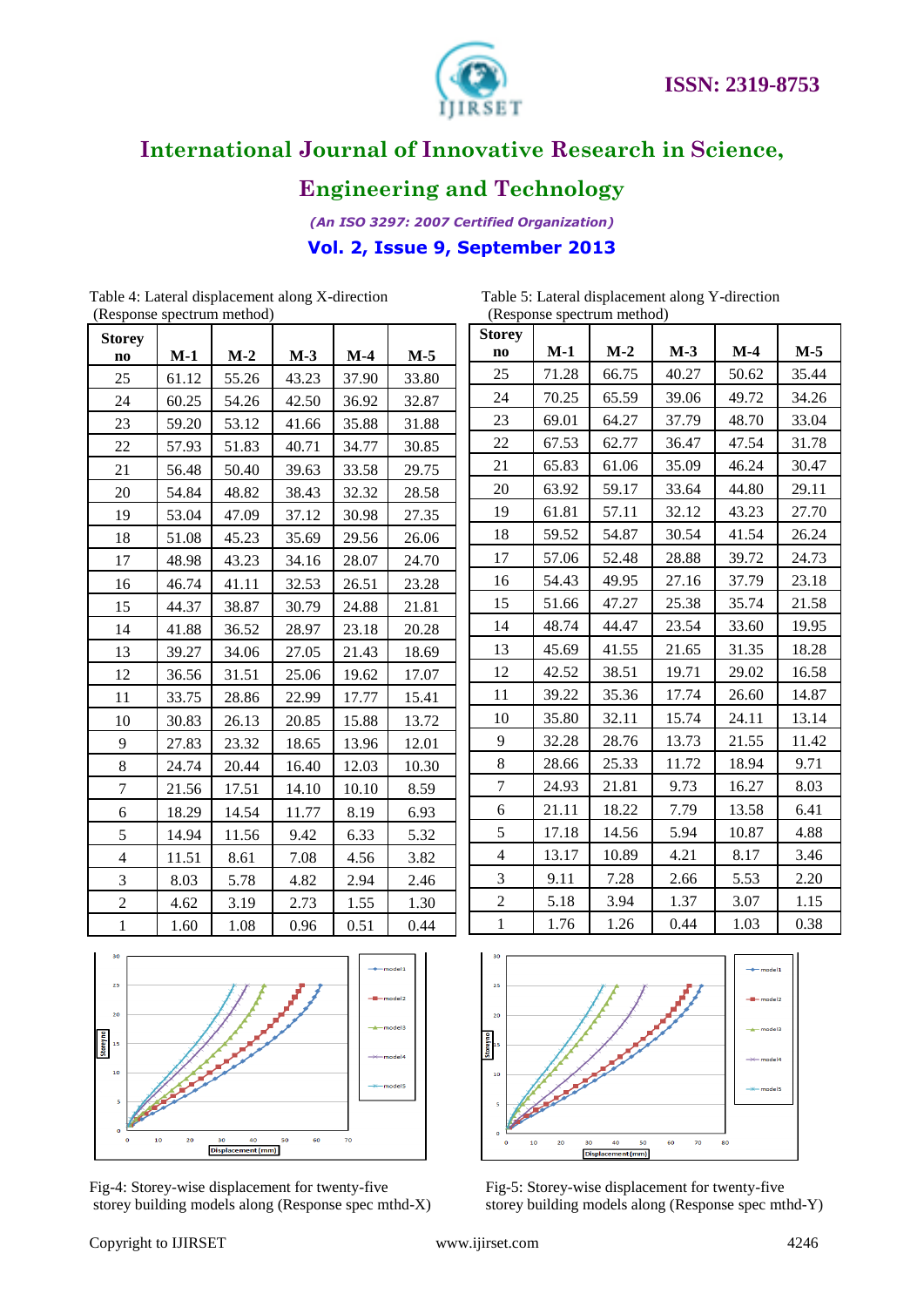Table 4: Lateral displacement along X-direction (Response spectrum method)

| Storey no | M-1 | M-2 | M-3 | M-4 | M-5 |
|---|---|---|---|---|---|
| 25 | 61.12 | 55.26 | 43.23 | 37.90 | 33.80 |
| 24 | 60.25 | 54.26 | 42.50 | 36.92 | 32.87 |
| 23 | 59.20 | 53.12 | 41.66 | 35.88 | 31.88 |
| 22 | 57.93 | 51.83 | 40.71 | 34.77 | 30.85 |
| 21 | 56.48 | 50.40 | 39.63 | 33.58 | 29.75 |
| 20 | 54.84 | 48.82 | 38.43 | 32.32 | 28.58 |
| 19 | 53.04 | 47.09 | 37.12 | 30.98 | 27.35 |
| 18 | 51.08 | 45.23 | 35.69 | 29.56 | 26.06 |
| 17 | 48.98 | 43.23 | 34.16 | 28.07 | 24.70 |
| 16 | 46.74 | 41.11 | 32.53 | 26.51 | 23.28 |
| 15 | 44.37 | 38.87 | 30.79 | 24.88 | 21.81 |
| 14 | 41.88 | 36.52 | 28.97 | 23.18 | 20.28 |
| 13 | 39.27 | 34.06 | 27.05 | 21.43 | 18.69 |
| 12 | 36.56 | 31.51 | 25.06 | 19.62 | 17.07 |
| 11 | 33.75 | 28.86 | 22.99 | 17.77 | 15.41 |
| 10 | 30.83 | 26.13 | 20.85 | 15.88 | 13.72 |
| 9 | 27.83 | 23.32 | 18.65 | 13.96 | 12.01 |
| 8 | 24.74 | 20.44 | 16.40 | 12.03 | 10.30 |
| 7 | 21.56 | 17.51 | 14.10 | 10.10 | 8.59 |
| 6 | 18.29 | 14.54 | 11.77 | 8.19 | 6.93 |
| 5 | 14.94 | 11.56 | 9.42 | 6.33 | 5.32 |
| 4 | 11.51 | 8.61 | 7.08 | 4.56 | 3.82 |
| 3 | 8.03 | 5.78 | 4.82 | 2.94 | 2.46 |
| 2 | 4.62 | 3.19 | 2.73 | 1.55 | 1.30 |
| 1 | 1.60 | 1.08 | 0.96 | 0.51 | 0.44 |

Table 5: Lateral displacement along Y-direction (Response spectrum method)

| Storey no | M-1 | M-2 | M-3 | M-4 | M-5 |
|---|---|---|---|---|---|
| 25 | 71.28 | 66.75 | 40.27 | 50.62 | 35.44 |
| 24 | 70.25 | 65.59 | 39.06 | 49.72 | 34.26 |
| 23 | 69.01 | 64.27 | 37.79 | 48.70 | 33.04 |
| 22 | 67.53 | 62.77 | 36.47 | 47.54 | 31.78 |
| 21 | 65.83 | 61.06 | 35.09 | 46.24 | 30.47 |
| 20 | 63.92 | 59.17 | 33.64 | 44.80 | 29.11 |
| 19 | 61.81 | 57.11 | 32.12 | 43.23 | 27.70 |
| 18 | 59.52 | 54.87 | 30.54 | 41.54 | 26.24 |
| 17 | 57.06 | 52.48 | 28.88 | 39.72 | 24.73 |
| 16 | 54.43 | 49.95 | 27.16 | 37.79 | 23.18 |
| 15 | 51.66 | 47.27 | 25.38 | 35.74 | 21.58 |
| 14 | 48.74 | 44.47 | 23.54 | 33.60 | 19.95 |
| 13 | 45.69 | 41.55 | 21.65 | 31.35 | 18.28 |
| 12 | 42.52 | 38.51 | 19.71 | 29.02 | 16.58 |
| 11 | 39.22 | 35.36 | 17.74 | 26.60 | 14.87 |
| 10 | 35.80 | 32.11 | 15.74 | 24.11 | 13.14 |
| 9 | 32.28 | 28.76 | 13.73 | 21.55 | 11.42 |
| 8 | 28.66 | 25.33 | 11.72 | 18.94 | 9.71 |
| 7 | 24.93 | 21.81 | 9.73 | 16.27 | 8.03 |
| 6 | 21.11 | 18.22 | 7.79 | 13.58 | 6.41 |
| 5 | 17.18 | 14.56 | 5.94 | 10.87 | 4.88 |
| 4 | 13.17 | 10.89 | 4.21 | 8.17 | 3.46 |
| 3 | 9.11 | 7.28 | 2.66 | 5.53 | 2.20 |
| 2 | 5.18 | 3.94 | 1.37 | 3.07 | 1.15 |
| 1 | 1.76 | 1.26 | 0.44 | 1.03 | 0.38 |

Fig-4: Storey-wise displacement for twenty-five storey building models along (Response spec mthd-X)

Fig-5: Storey-wise displacement for twenty-five storey building models along (Response spec mthd-Y)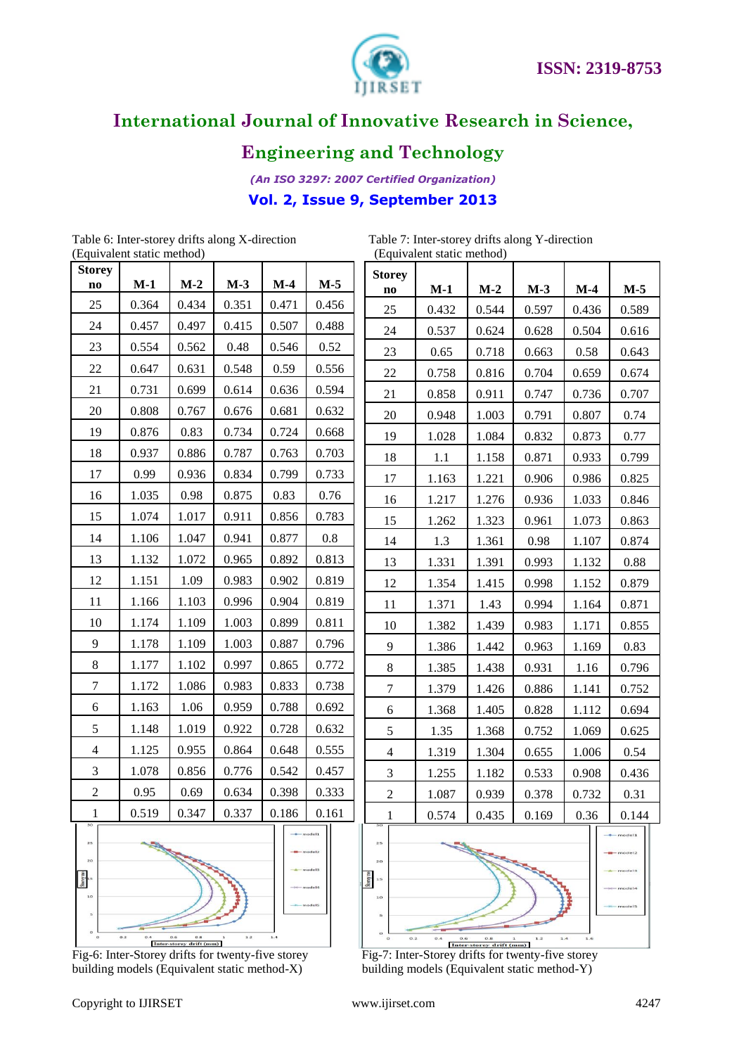Table 6: Inter-storey drifts along X-direction (Equivalent static method)

| Storey no | M-1 | M-2 | M-3 | M-4 | M-5 |
|---|---|---|---|---|---|
| 25 | 0.364 | 0.434 | 0.351 | 0.471 | 0.456 |
| 24 | 0.457 | 0.497 | 0.415 | 0.507 | 0.488 |
| 23 | 0.554 | 0.562 | 0.48 | 0.546 | 0.52 |
| 22 | 0.647 | 0.631 | 0.548 | 0.59 | 0.556 |
| 21 | 0.731 | 0.699 | 0.614 | 0.636 | 0.594 |
| 20 | 0.808 | 0.767 | 0.676 | 0.681 | 0.632 |
| 19 | 0.876 | 0.83 | 0.734 | 0.724 | 0.668 |
| 18 | 0.937 | 0.886 | 0.787 | 0.763 | 0.703 |
| 17 | 0.99 | 0.936 | 0.834 | 0.799 | 0.733 |
| 16 | 1.035 | 0.98 | 0.875 | 0.83 | 0.76 |
| 15 | 1.074 | 1.017 | 0.911 | 0.856 | 0.783 |
| 14 | 1.106 | 1.047 | 0.941 | 0.877 | 0.8 |
| 13 | 1.132 | 1.072 | 0.965 | 0.892 | 0.813 |
| 12 | 1.151 | 1.09 | 0.983 | 0.902 | 0.819 |
| 11 | 1.166 | 1.103 | 0.996 | 0.904 | 0.819 |
| 10 | 1.174 | 1.109 | 1.003 | 0.899 | 0.811 |
| 9 | 1.178 | 1.109 | 1.003 | 0.887 | 0.796 |
| 8 | 1.177 | 1.102 | 0.997 | 0.865 | 0.772 |
| 7 | 1.172 | 1.086 | 0.983 | 0.833 | 0.738 |
| 6 | 1.163 | 1.06 | 0.959 | 0.788 | 0.692 |
| 5 | 1.148 | 1.019 | 0.922 | 0.728 | 0.632 |
| 4 | 1.125 | 0.955 | 0.864 | 0.648 | 0.555 |
| 3 | 1.078 | 0.856 | 0.776 | 0.542 | 0.457 |
| 2 | 0.95 | 0.69 | 0.634 | 0.398 | 0.333 |
| 1 | 0.519 | 0.347 | 0.337 | 0.186 | 0.161 |

Fig-6: Inter-Storey drifts for twenty-five storey building models (Equivalent static method-X)

Table 7: Inter-storey drifts along Y-direction (Equivalent static method)

| Storey no | M-1 | M-2 | M-3 | M-4 | M-5 |
|---|---|---|---|---|---|
| 25 | 0.432 | 0.544 | 0.597 | 0.436 | 0.589 |
| 24 | 0.537 | 0.624 | 0.628 | 0.504 | 0.616 |
| 23 | 0.65 | 0.718 | 0.663 | 0.58 | 0.643 |
| 22 | 0.758 | 0.816 | 0.704 | 0.659 | 0.674 |
| 21 | 0.858 | 0.911 | 0.747 | 0.736 | 0.707 |
| 20 | 0.948 | 1.003 | 0.791 | 0.807 | 0.74 |
| 19 | 1.028 | 1.084 | 0.832 | 0.873 | 0.77 |
| 18 | 1.1 | 1.158 | 0.871 | 0.933 | 0.799 |
| 17 | 1.163 | 1.221 | 0.906 | 0.986 | 0.825 |
| 16 | 1.217 | 1.276 | 0.936 | 1.033 | 0.846 |
| 15 | 1.262 | 1.323 | 0.961 | 1.073 | 0.863 |
| 14 | 1.3 | 1.361 | 0.98 | 1.107 | 0.874 |
| 13 | 1.331 | 1.391 | 0.993 | 1.132 | 0.88 |
| 12 | 1.354 | 1.415 | 0.998 | 1.152 | 0.879 |
| 11 | 1.371 | 1.43 | 0.994 | 1.164 | 0.871 |
| 10 | 1.382 | 1.439 | 0.983 | 1.171 | 0.855 |
| 9 | 1.386 | 1.442 | 0.963 | 1.169 | 0.83 |
| 8 | 1.385 | 1.438 | 0.931 | 1.16 | 0.796 |
| 7 | 1.379 | 1.426 | 0.886 | 1.141 | 0.752 |
| 6 | 1.368 | 1.405 | 0.828 | 1.112 | 0.694 |
| 5 | 1.35 | 1.368 | 0.752 | 1.069 | 0.625 |
| 4 | 1.319 | 1.304 | 0.655 | 1.006 | 0.54 |
| 3 | 1.255 | 1.182 | 0.533 | 0.908 | 0.436 |
| 2 | 1.087 | 0.939 | 0.378 | 0.732 | 0.31 |
| 1 | 0.574 | 0.435 | 0.169 | 0.36 | 0.144 |

Fig-7: Inter-Storey drifts for twenty-five storey building models (Equivalent static method-Y)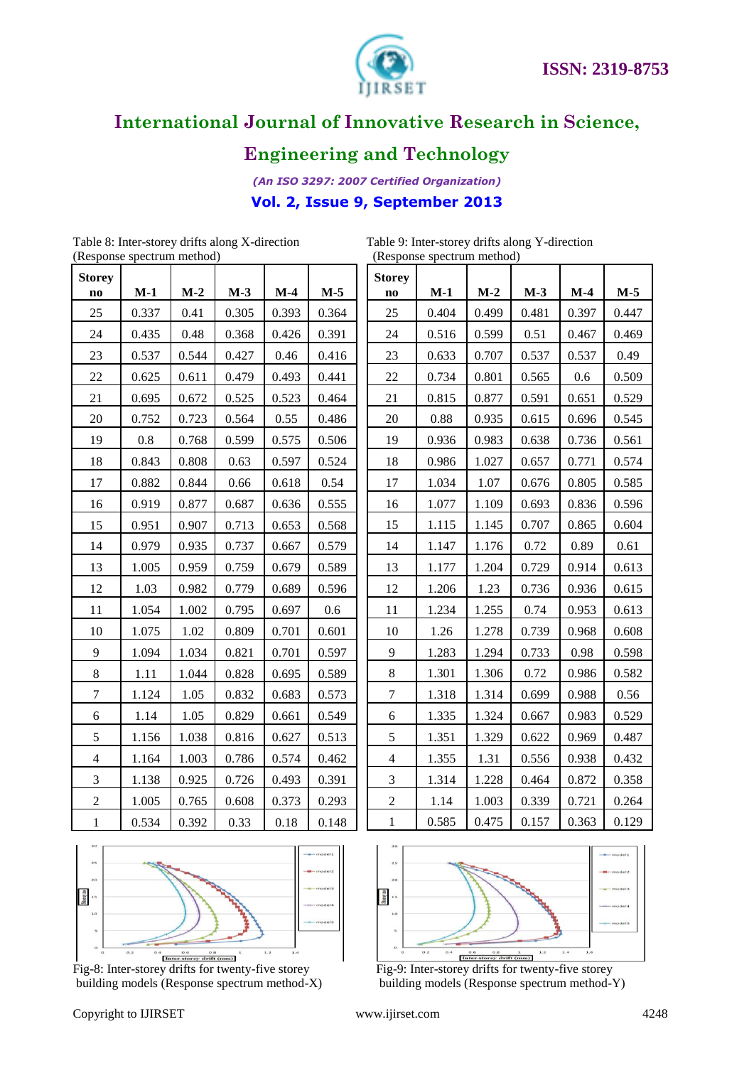Table 8: Inter-storey drifts along X-direction (Response spectrum method)

| Storey no | M-1 | M-2 | M-3 | M-4 | M-5 |
|---|---|---|---|---|---|
| 25 | 0.337 | 0.41 | 0.305 | 0.393 | 0.364 |
| 24 | 0.435 | 0.48 | 0.368 | 0.426 | 0.391 |
| 23 | 0.537 | 0.544 | 0.427 | 0.46 | 0.416 |
| 22 | 0.625 | 0.611 | 0.479 | 0.493 | 0.441 |
| 21 | 0.695 | 0.672 | 0.525 | 0.523 | 0.464 |
| 20 | 0.752 | 0.723 | 0.564 | 0.55 | 0.486 |
| 19 | 0.8 | 0.768 | 0.599 | 0.575 | 0.506 |
| 18 | 0.843 | 0.808 | 0.63 | 0.597 | 0.524 |
| 17 | 0.882 | 0.844 | 0.66 | 0.618 | 0.54 |
| 16 | 0.919 | 0.877 | 0.687 | 0.636 | 0.555 |
| 15 | 0.951 | 0.907 | 0.713 | 0.653 | 0.568 |
| 14 | 0.979 | 0.935 | 0.737 | 0.667 | 0.579 |
| 13 | 1.005 | 0.959 | 0.759 | 0.679 | 0.589 |
| 12 | 1.03 | 0.982 | 0.779 | 0.689 | 0.596 |
| 11 | 1.054 | 1.002 | 0.795 | 0.697 | 0.6 |
| 10 | 1.075 | 1.02 | 0.809 | 0.701 | 0.601 |
| 9 | 1.094 | 1.034 | 0.821 | 0.701 | 0.597 |
| 8 | 1.11 | 1.044 | 0.828 | 0.695 | 0.589 |
| 7 | 1.124 | 1.05 | 0.832 | 0.683 | 0.573 |
| 6 | 1.14 | 1.05 | 0.829 | 0.661 | 0.549 |
| 5 | 1.156 | 1.038 | 0.816 | 0.627 | 0.513 |
| 4 | 1.164 | 1.003 | 0.786 | 0.574 | 0.462 |
| 3 | 1.138 | 0.925 | 0.726 | 0.493 | 0.391 |
| 2 | 1.005 | 0.765 | 0.608 | 0.373 | 0.293 |
| 1 | 0.534 | 0.392 | 0.33 | 0.18 | 0.148 |

Table 9: Inter-storey drifts along Y-direction (Response spectrum method)

| Storey no | M-1 | M-2 | M-3 | M-4 | M-5 |
|---|---|---|---|---|---|
| 25 | 0.404 | 0.499 | 0.481 | 0.397 | 0.447 |
| 24 | 0.516 | 0.599 | 0.51 | 0.467 | 0.469 |
| 23 | 0.633 | 0.707 | 0.537 | 0.537 | 0.49 |
| 22 | 0.734 | 0.801 | 0.565 | 0.6 | 0.509 |
| 21 | 0.815 | 0.877 | 0.591 | 0.651 | 0.529 |
| 20 | 0.88 | 0.935 | 0.615 | 0.696 | 0.545 |
| 19 | 0.936 | 0.983 | 0.638 | 0.736 | 0.561 |
| 18 | 0.986 | 1.027 | 0.657 | 0.771 | 0.574 |
| 17 | 1.034 | 1.07 | 0.676 | 0.805 | 0.585 |
| 16 | 1.077 | 1.109 | 0.693 | 0.836 | 0.596 |
| 15 | 1.115 | 1.145 | 0.707 | 0.865 | 0.604 |
| 14 | 1.147 | 1.176 | 0.72 | 0.89 | 0.61 |
| 13 | 1.177 | 1.204 | 0.729 | 0.914 | 0.613 |
| 12 | 1.206 | 1.23 | 0.736 | 0.936 | 0.615 |
| 11 | 1.234 | 1.255 | 0.74 | 0.953 | 0.613 |
| 10 | 1.26 | 1.278 | 0.739 | 0.968 | 0.608 |
| 9 | 1.283 | 1.294 | 0.733 | 0.98 | 0.598 |
| 8 | 1.301 | 1.306 | 0.72 | 0.986 | 0.582 |
| 7 | 1.318 | 1.314 | 0.699 | 0.988 | 0.56 |
| 6 | 1.335 | 1.324 | 0.667 | 0.983 | 0.529 |
| 5 | 1.351 | 1.329 | 0.622 | 0.969 | 0.487 |
| 4 | 1.355 | 1.31 | 0.556 | 0.938 | 0.432 |
| 3 | 1.314 | 1.228 | 0.464 | 0.872 | 0.358 |
| 2 | 1.14 | 1.003 | 0.339 | 0.721 | 0.264 |
| 1 | 0.585 | 0.475 | 0.157 | 0.363 | 0.129 |

Fig-8: Inter-storey drifts for twenty-five storey building models (Response spectrum method-X)

Fig-9: Inter-storey drifts for twenty-five storey building models (Response spectrum method-Y)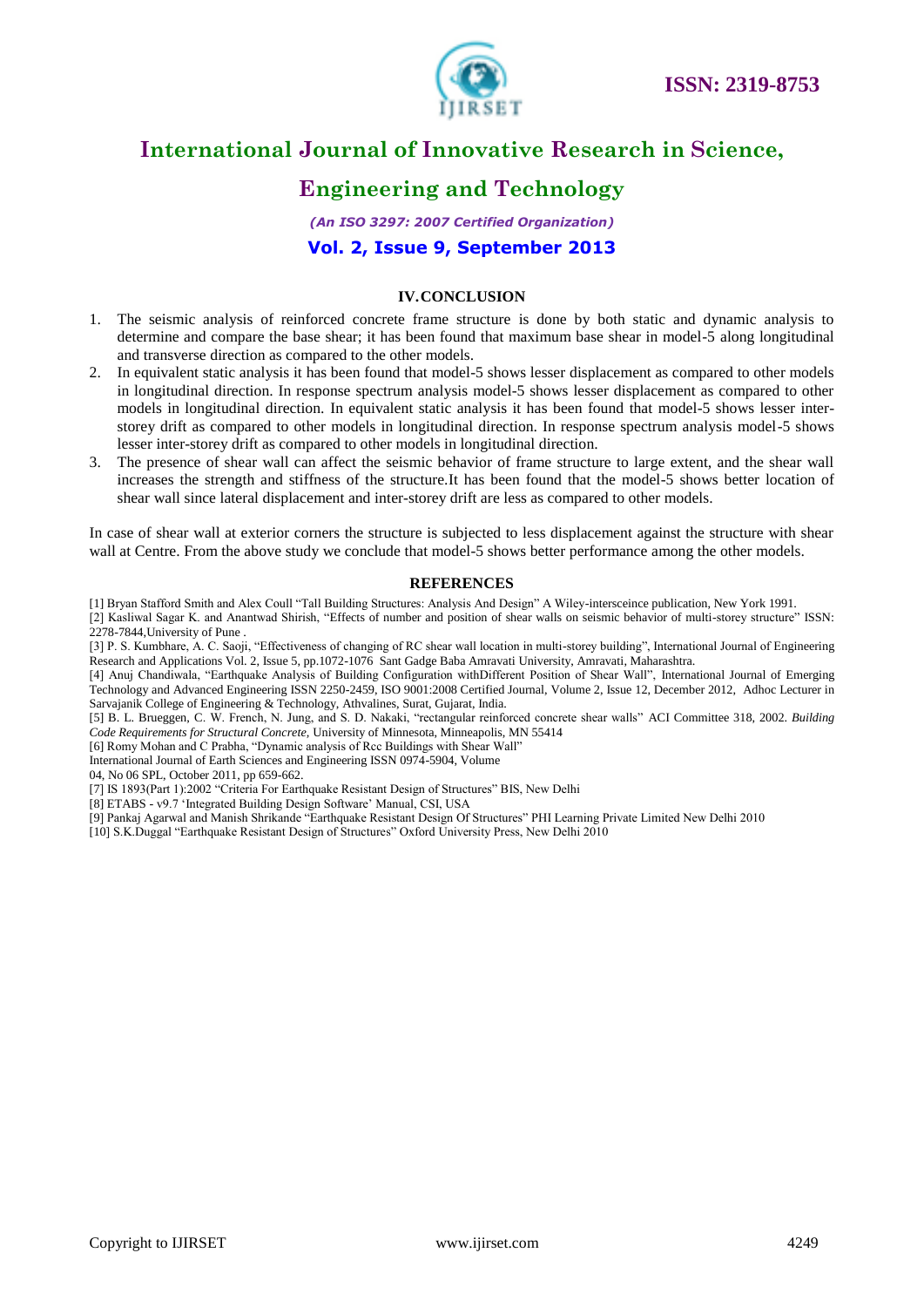## IV. CONCLUSION

1. The seismic analysis of reinforced concrete frame structure is done by both static and dynamic analysis to determine and compare the base shear; it has been found that maximum base shear in model-5 along longitudinal and transverse direction as compared to the other models.
2. In equivalent static analysis it has been found that model-5 shows lesser displacement as compared to other models in longitudinal direction. In response spectrum analysis model-5 shows lesser displacement as compared to other models in longitudinal direction. In equivalent static analysis it has been found that model-5 shows lesser inter-storey drift as compared to other models in longitudinal direction. In response spectrum analysis model-5 shows lesser inter-storey drift as compared to other models in longitudinal direction.
3. The presence of shear wall can affect the seismic behavior of frame structure to large extent, and the shear wall increases the strength and stiffness of the structure.It has been found that the model-5 shows better location of shear wall since lateral displacement and inter-storey drift are less as compared to other models.

In case of shear wall at exterior corners the structure is subjected to less displacement against the structure with shear wall at Centre. From the above study we conclude that model-5 shows better performance among the other models.

## REFERENCES

[1] Bryan Stafford Smith and Alex Coull "Tall Building Structures: Analysis And Design" A Wiley-intersceince publication, New York 1991.

[2] Kasliwal Sagar K. and Anantwad Shirish, "Effects of number and position of shear walls on seismic behavior of multi-storey structure" ISSN: 2278-7844,University of Pune .

[3] P. S. Kumbhare, A. C. Saoji, "Effectiveness of changing of RC shear wall location in multi-storey building", International Journal of Engineering Research and Applications Vol. 2, Issue 5, pp.1072-1076 Sant Gadge Baba Amravati University, Amravati, Maharashtra.

[4] Anuj Chandiwala, "Earthquake Analysis of Building Configuration withDifferent Position of Shear Wall", International Journal of Emerging Technology and Advanced Engineering ISSN 2250-2459, ISO 9001:2008 Certified Journal, Volume 2, Issue 12, December 2012, Adhoc Lecturer in Sarvajanik College of Engineering & Technology, Athvalines, Surat, Gujarat, India.

[5] B. L. Brueggen, C. W. French, N. Jung, and S. D. Nakaki, "rectangular reinforced concrete shear walls" ACI Committee 318, 2002. *Building Code Requirements for Structural Concrete,* University of Minnesota, Minneapolis, MN 55414

[6] Romy Mohan and C Prabha, "Dynamic analysis of Rcc Buildings with Shear Wall"
International Journal of Earth Sciences and Engineering ISSN 0974-5904, Volume
04, No 06 SPL, October 2011, pp 659-662.

[7] IS 1893(Part 1):2002 "Criteria For Earthquake Resistant Design of Structures" BIS, New Delhi

[8] ETABS - v9.7 'Integrated Building Design Software' Manual, CSI, USA

[9] Pankaj Agarwal and Manish Shrikande "Earthquake Resistant Design Of Structures" PHI Learning Private Limited New Delhi 2010

[10] S.K.Duggal "Earthquake Resistant Design of Structures" Oxford University Press, New Delhi 2010